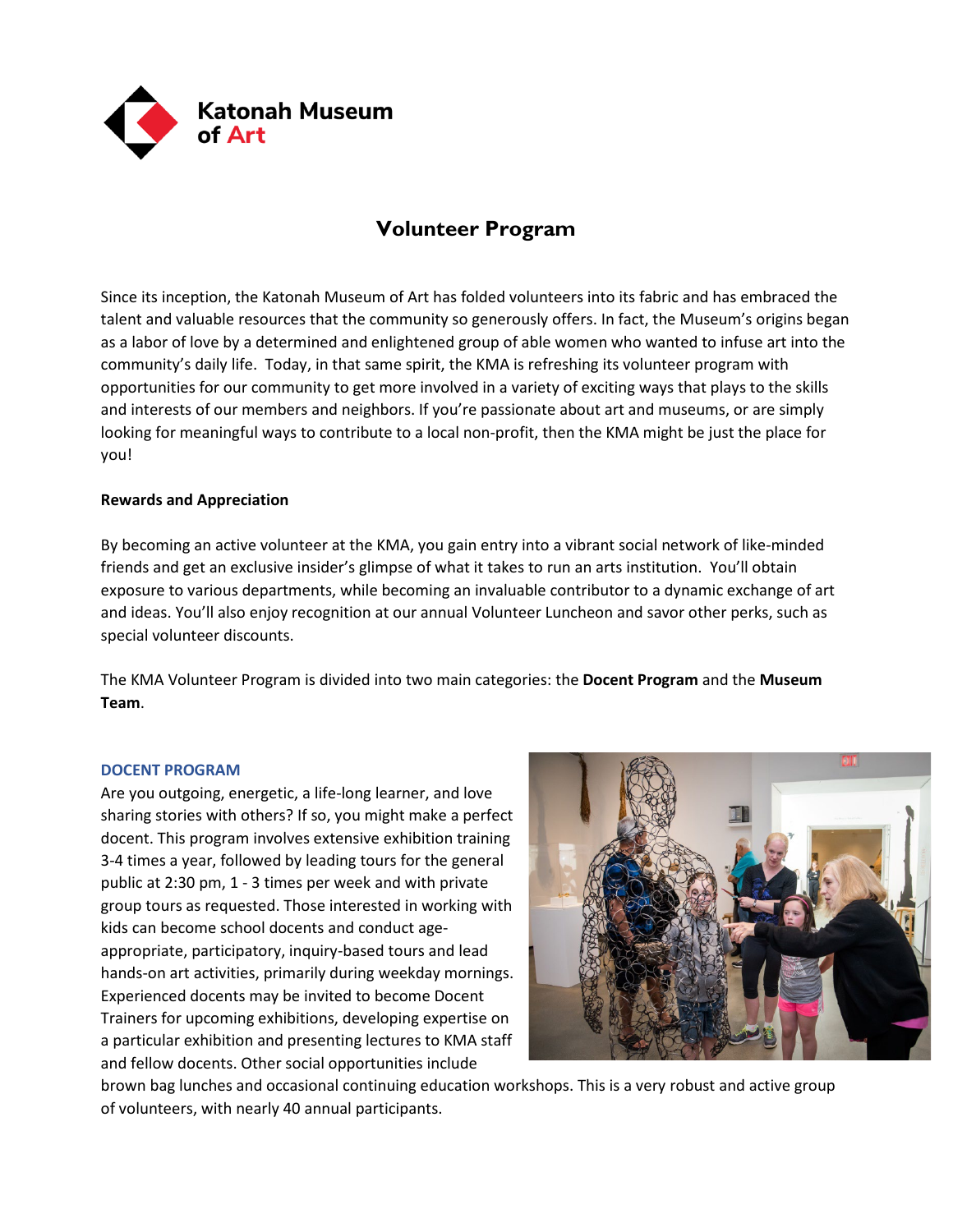Katonah Museum of Art

# Volunteer Program

Since its inception, the Katonah Museum of Art has folded volunteers into its fabric and has embraced the talent and valuable resources that the community so generously offers. In fact, the Museum's origins began as a labor of love by a determined and enlightened group of able women who wanted to infuse art into the community's daily life. Today, in that same spirit, the KMA is refreshing its volunteer program with opportunities for our community to get more involved in a variety of exciting ways that plays to the skills and interests of our members and neighbors. If you're passionate about art and museums, or are simply looking for meaningful ways to contribute to a local non-profit, then the KMA might be just the place for you!

**Rewards and Appreciation**

By becoming an active volunteer at the KMA, you gain entry into a vibrant social network of like-minded friends and get an exclusive insider's glimpse of what it takes to run an arts institution. You'll obtain exposure to various departments, while becoming an invaluable contributor to a dynamic exchange of art and ideas. You'll also enjoy recognition at our annual Volunteer Luncheon and savor other perks, such as special volunteer discounts.

The KMA Volunteer Program is divided into two main categories: the **Docent Program** and the **Museum Team**.

## DOCENT PROGRAM

Are you outgoing, energetic, a life-long learner, and love sharing stories with others? If so, you might make a perfect docent. This program involves extensive exhibition training 3-4 times a year, followed by leading tours for the general public at 2:30 pm, 1 - 3 times per week and with private group tours as requested. Those interested in working with kids can become school docents and conduct age-appropriate, participatory, inquiry-based tours and lead hands-on art activities, primarily during weekday mornings. Experienced docents may be invited to become Docent Trainers for upcoming exhibitions, developing expertise on a particular exhibition and presenting lectures to KMA staff and fellow docents. Other social opportunities include brown bag lunches and occasional continuing education workshops. This is a very robust and active group of volunteers, with nearly 40 annual participants.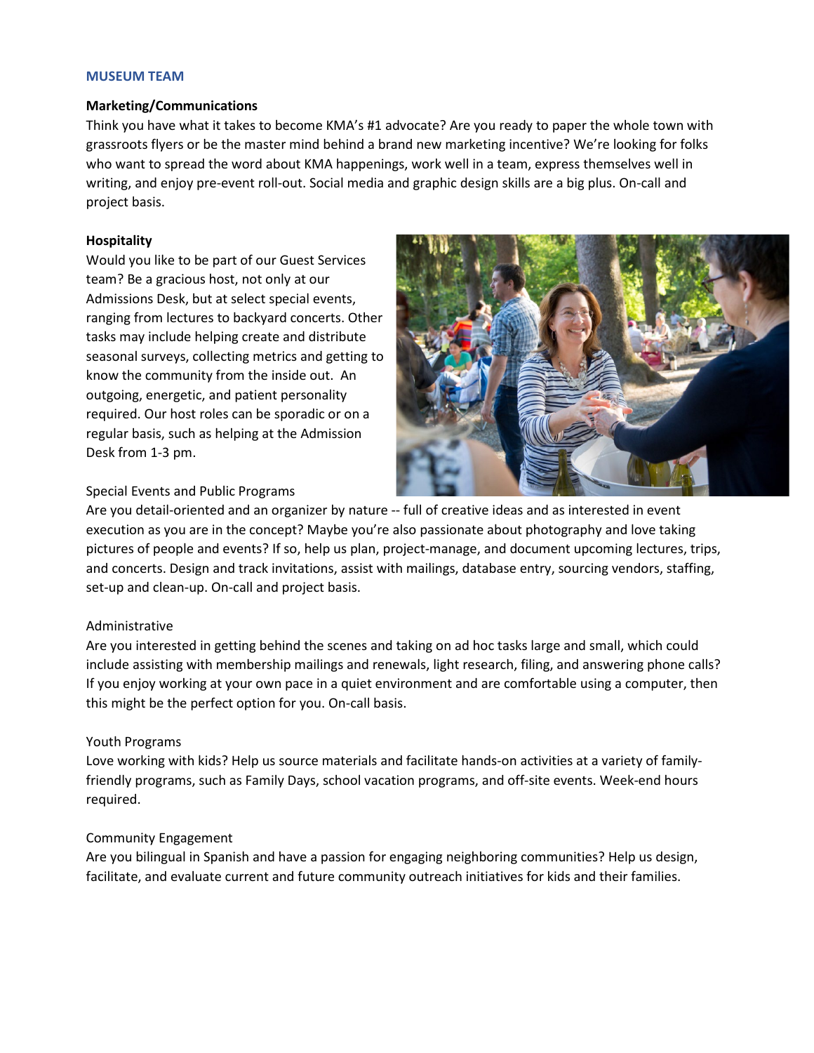## MUSEUM TEAM

**Marketing/Communications**

Think you have what it takes to become KMA's #1 advocate? Are you ready to paper the whole town with grassroots flyers or be the master mind behind a brand new marketing incentive? We're looking for folks who want to spread the word about KMA happenings, work well in a team, express themselves well in writing, and enjoy pre-event roll-out. Social media and graphic design skills are a big plus. On-call and project basis.

**Hospitality**

Would you like to be part of our Guest Services team? Be a gracious host, not only at our Admissions Desk, but at select special events, ranging from lectures to backyard concerts. Other tasks may include helping create and distribute seasonal surveys, collecting metrics and getting to know the community from the inside out. An outgoing, energetic, and patient personality required. Our host roles can be sporadic or on a regular basis, such as helping at the Admission Desk from 1-3 pm.

Special Events and Public Programs

Are you detail-oriented and an organizer by nature -- full of creative ideas and as interested in event execution as you are in the concept? Maybe you're also passionate about photography and love taking pictures of people and events? If so, help us plan, project-manage, and document upcoming lectures, trips, and concerts. Design and track invitations, assist with mailings, database entry, sourcing vendors, staffing, set-up and clean-up. On-call and project basis.

Administrative

Are you interested in getting behind the scenes and taking on ad hoc tasks large and small, which could include assisting with membership mailings and renewals, light research, filing, and answering phone calls? If you enjoy working at your own pace in a quiet environment and are comfortable using a computer, then this might be the perfect option for you. On-call basis.

Youth Programs

Love working with kids? Help us source materials and facilitate hands-on activities at a variety of family-friendly programs, such as Family Days, school vacation programs, and off-site events. Week-end hours required.

Community Engagement

Are you bilingual in Spanish and have a passion for engaging neighboring communities? Help us design, facilitate, and evaluate current and future community outreach initiatives for kids and their families.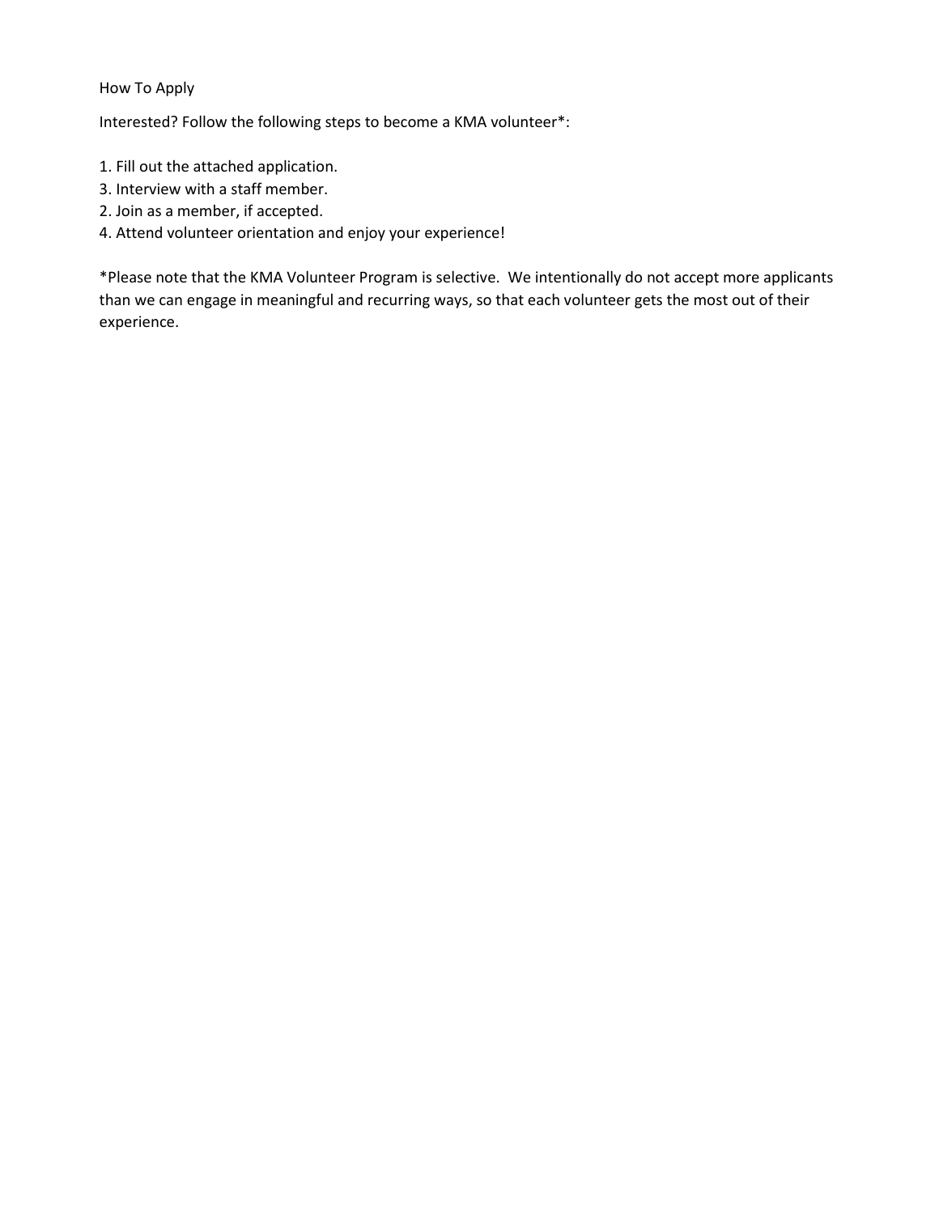How To Apply

Interested? Follow the following steps to become a KMA volunteer*:

1. Fill out the attached application.
3. Interview with a staff member.
2. Join as a member, if accepted.
4. Attend volunteer orientation and enjoy your experience!

*Please note that the KMA Volunteer Program is selective. We intentionally do not accept more applicants than we can engage in meaningful and recurring ways, so that each volunteer gets the most out of their experience.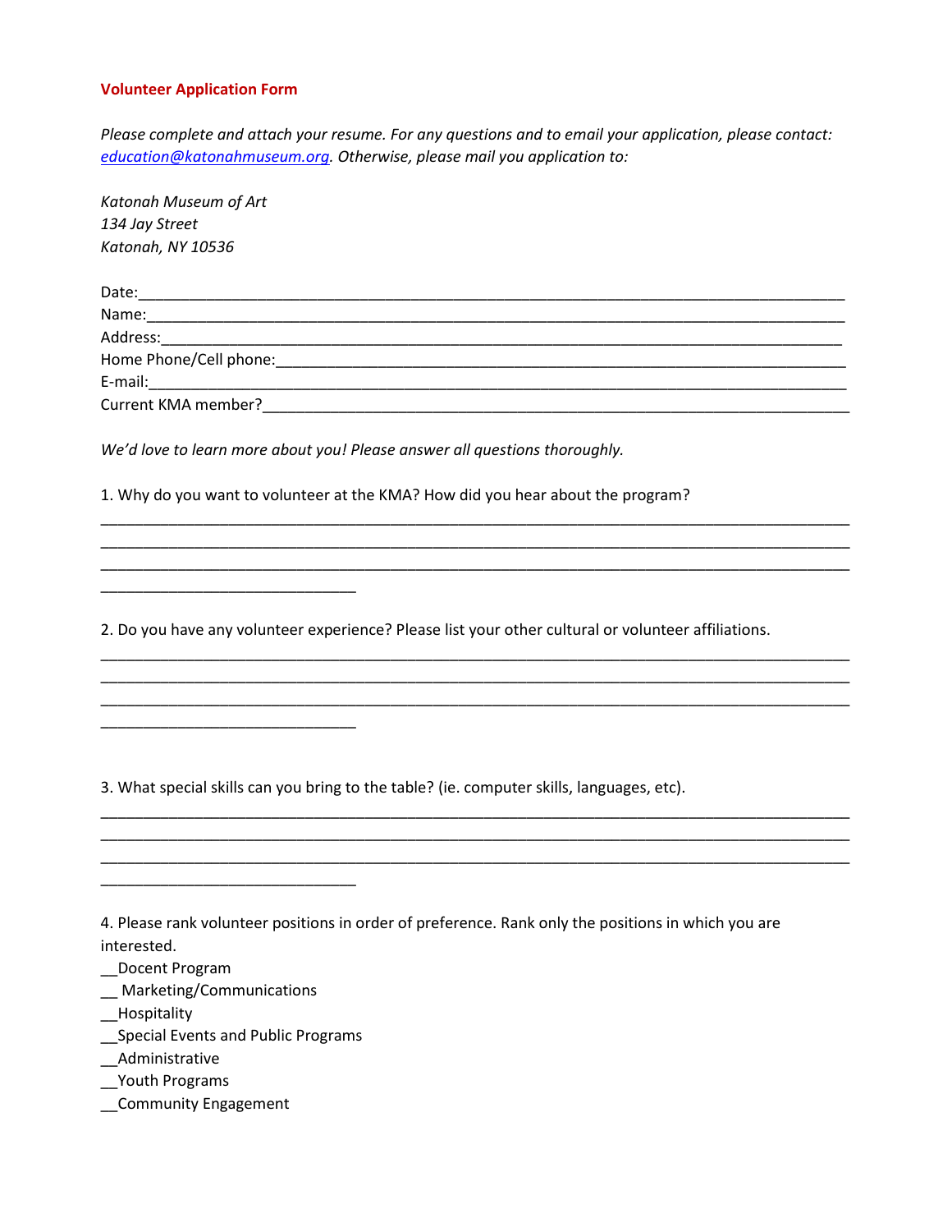## Volunteer Application Form

*Please complete and attach your resume. For any questions and to email your application, please contact: [education@katonahmuseum.org](mailto:education@katonahmuseum.org). Otherwise, please mail you application to:*

*Katonah Museum of Art*
*134 Jay Street*
*Katonah, NY 10536*

Date:_______________________________________________________________________________
Name:______________________________________________________________________________
Address:____________________________________________________________________________
Home Phone/Cell phone:______________________________________________________________
E-mail:______________________________________________________________________________
Current KMA member?________________________________________________________________

*We'd love to learn more about you! Please answer all questions thoroughly.*

1. Why do you want to volunteer at the KMA? How did you hear about the program?

___________________________________________________________________________________
___________________________________________________________________________________
___________________________________________________________________________________
_____________________________

2. Do you have any volunteer experience? Please list your other cultural or volunteer affiliations.

___________________________________________________________________________________
___________________________________________________________________________________
___________________________________________________________________________________
_____________________________

3. What special skills can you bring to the table? (ie. computer skills, languages, etc).

___________________________________________________________________________________
___________________________________________________________________________________
___________________________________________________________________________________
_____________________________

4. Please rank volunteer positions in order of preference. Rank only the positions in which you are interested.

__Docent Program
__ Marketing/Communications
__Hospitality
__Special Events and Public Programs
__Administrative
__Youth Programs
__Community Engagement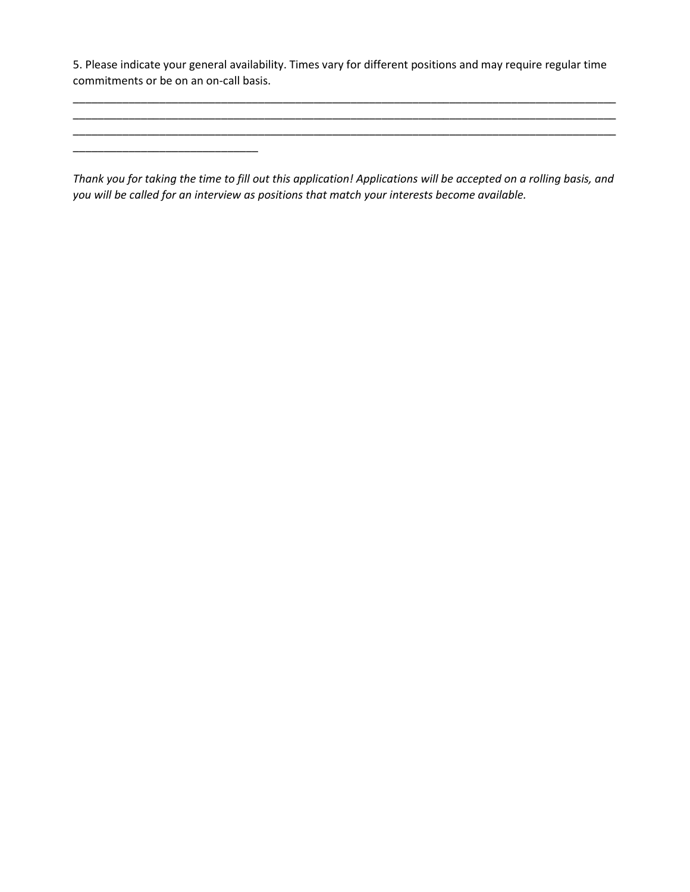5. Please indicate your general availability. Times vary for different positions and may require regular time commitments or be on an on-call basis.

________________________________________________________________________________________________
________________________________________________________________________________________________
________________________________________________________________________________________________
________________________________

*Thank you for taking the time to fill out this application! Applications will be accepted on a rolling basis, and you will be called for an interview as positions that match your interests become available.*